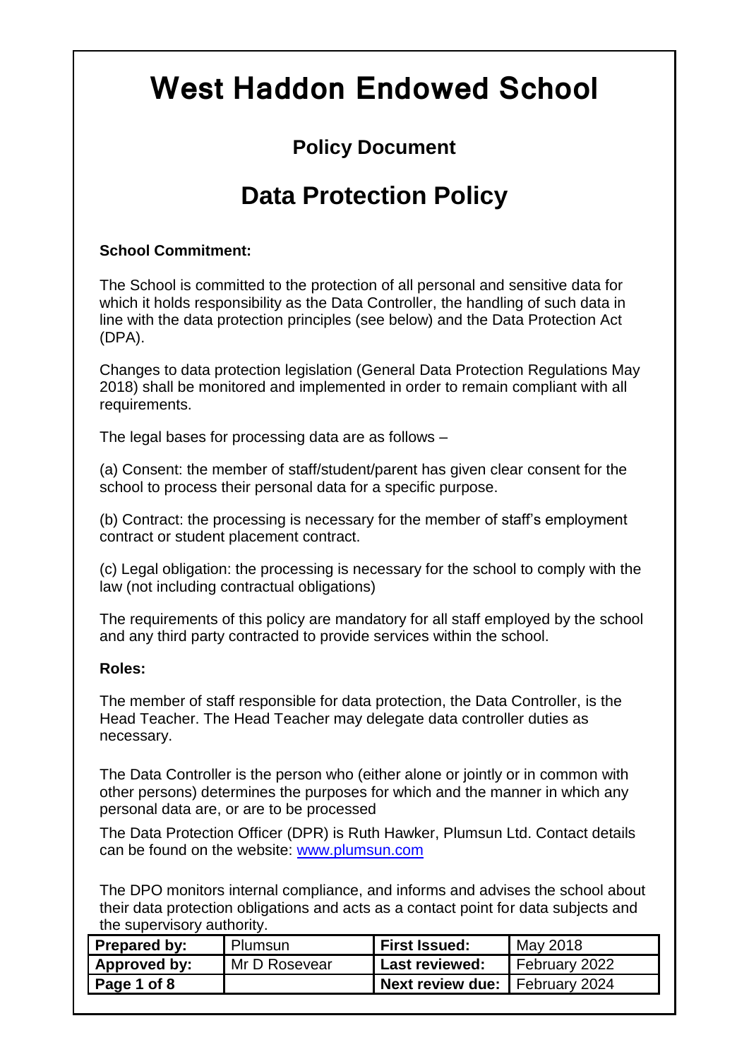# West Haddon Endowed School

## Policy Document

## Data Protection Policy

**School Commitment:**

The School is committed to the protection of all personal and sensitive data for which it holds responsibility as the Data Controller, the handling of such data in line with the data protection principles (see below) and the Data Protection Act (DPA).

Changes to data protection legislation (General Data Protection Regulations May 2018) shall be monitored and implemented in order to remain compliant with all requirements.

The legal bases for processing data are as follows –

(a) Consent: the member of staff/student/parent has given clear consent for the school to process their personal data for a specific purpose.

(b) Contract: the processing is necessary for the member of staff's employment contract or student placement contract.

(c) Legal obligation: the processing is necessary for the school to comply with the law (not including contractual obligations)

The requirements of this policy are mandatory for all staff employed by the school and any third party contracted to provide services within the school.

**Roles:**

The member of staff responsible for data protection, the Data Controller, is the Head Teacher. The Head Teacher may delegate data controller duties as necessary.

The Data Controller is the person who (either alone or jointly or in common with other persons) determines the purposes for which and the manner in which any personal data are, or are to be processed

The Data Protection Officer (DPR) is Ruth Hawker, Plumsun Ltd. Contact details can be found on the website: [www.plumsun.com](www.plumsun.com)

The DPO monitors internal compliance, and informs and advises the school about their data protection obligations and acts as a contact point for data subjects and the supervisory authority.

| **Prepared by:** | Plumsun | **First Issued:** | May 2018 |
| --- | --- | --- | --- |
| **Approved by:** | Mr D Rosevear | **Last reviewed:** | February 2022 |
| | | **Next review due:** | February 2024 |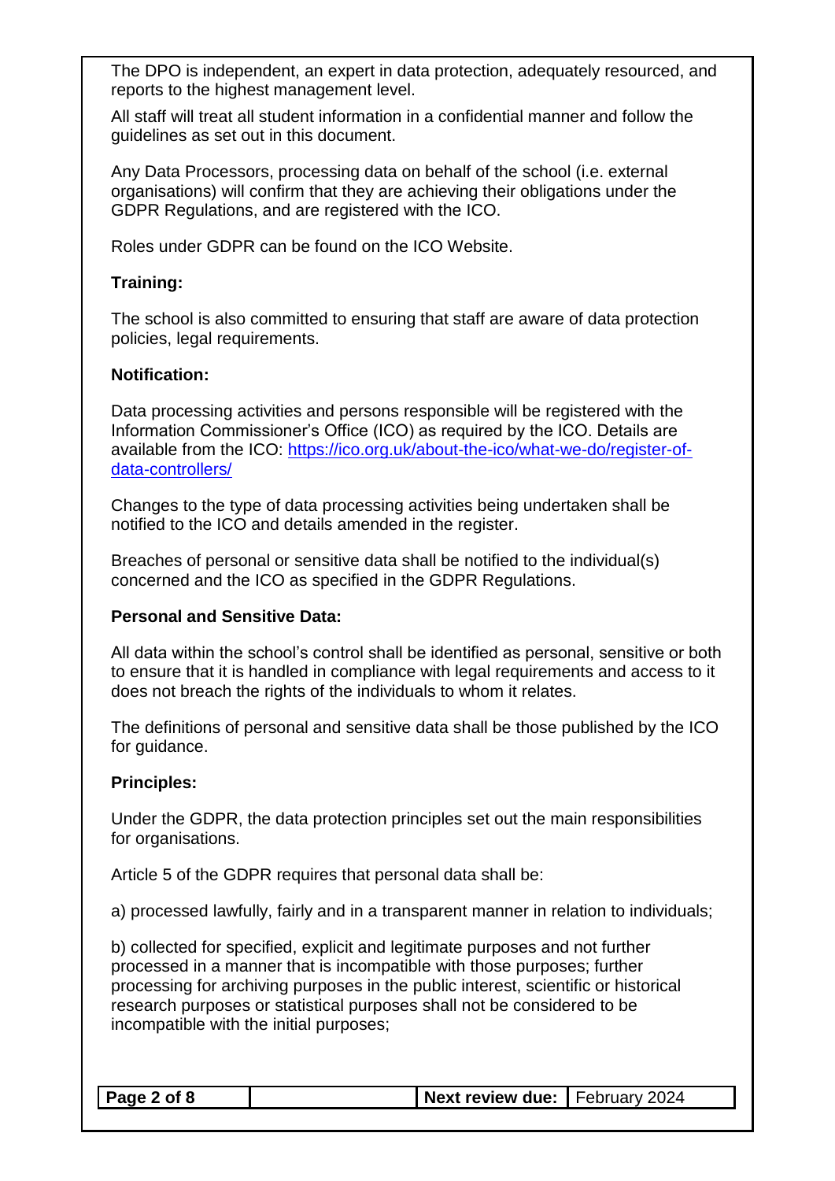The DPO is independent, an expert in data protection, adequately resourced, and reports to the highest management level.

All staff will treat all student information in a confidential manner and follow the guidelines as set out in this document.

Any Data Processors, processing data on behalf of the school (i.e. external organisations) will confirm that they are achieving their obligations under the GDPR Regulations, and are registered with the ICO.

Roles under GDPR can be found on the ICO Website.

**Training:**

The school is also committed to ensuring that staff are aware of data protection policies, legal requirements.

**Notification:**

Data processing activities and persons responsible will be registered with the Information Commissioner's Office (ICO) as required by the ICO. Details are available from the ICO: [https://ico.org.uk/about-the-ico/what-we-do/register-of-data-controllers/](https://ico.org.uk/about-the-ico/what-we-do/register-of-data-controllers/)

Changes to the type of data processing activities being undertaken shall be notified to the ICO and details amended in the register.

Breaches of personal or sensitive data shall be notified to the individual(s) concerned and the ICO as specified in the GDPR Regulations.

**Personal and Sensitive Data:**

All data within the school's control shall be identified as personal, sensitive or both to ensure that it is handled in compliance with legal requirements and access to it does not breach the rights of the individuals to whom it relates.

The definitions of personal and sensitive data shall be those published by the ICO for guidance.

**Principles:**

Under the GDPR, the data protection principles set out the main responsibilities for organisations.

Article 5 of the GDPR requires that personal data shall be:

a) processed lawfully, fairly and in a transparent manner in relation to individuals;

b) collected for specified, explicit and legitimate purposes and not further processed in a manner that is incompatible with those purposes; further processing for archiving purposes in the public interest, scientific or historical research purposes or statistical purposes shall not be considered to be incompatible with the initial purposes;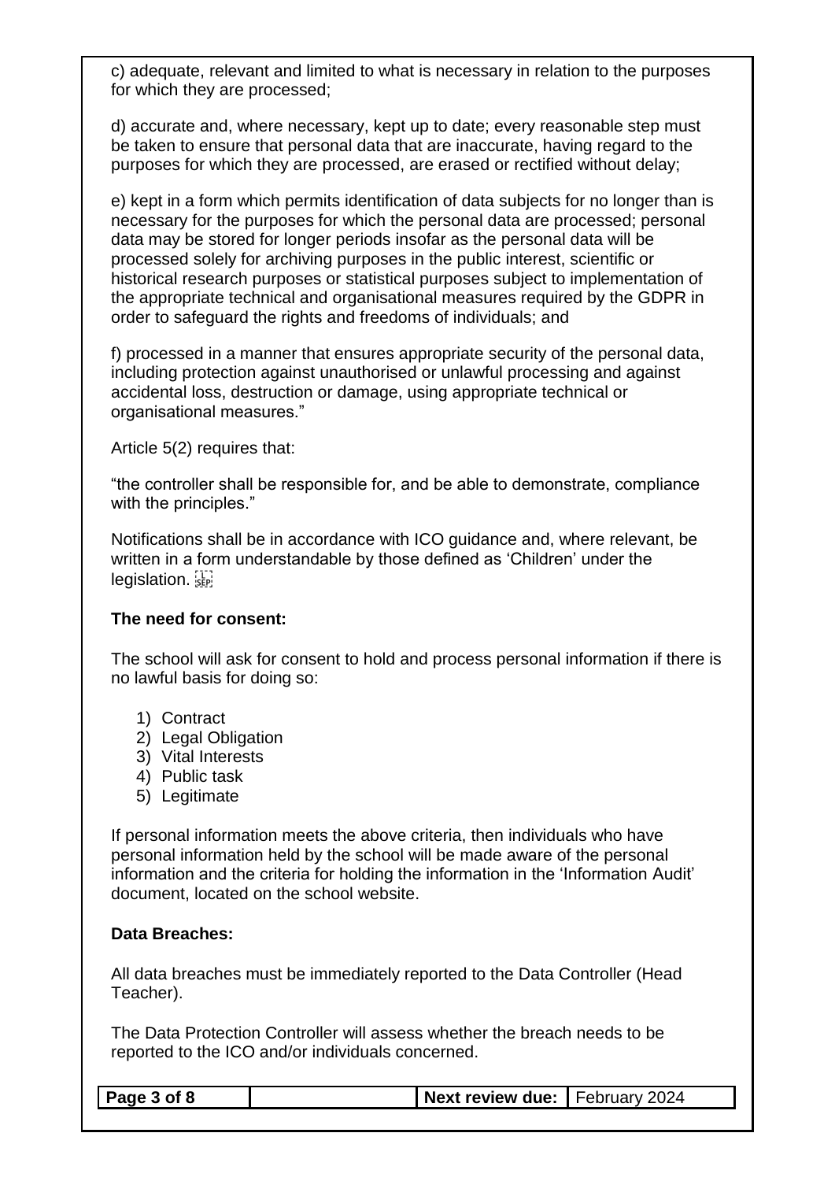c) adequate, relevant and limited to what is necessary in relation to the purposes for which they are processed;

d) accurate and, where necessary, kept up to date; every reasonable step must be taken to ensure that personal data that are inaccurate, having regard to the purposes for which they are processed, are erased or rectified without delay;

e) kept in a form which permits identification of data subjects for no longer than is necessary for the purposes for which the personal data are processed; personal data may be stored for longer periods insofar as the personal data will be processed solely for archiving purposes in the public interest, scientific or historical research purposes or statistical purposes subject to implementation of the appropriate technical and organisational measures required by the GDPR in order to safeguard the rights and freedoms of individuals; and

f) processed in a manner that ensures appropriate security of the personal data, including protection against unauthorised or unlawful processing and against accidental loss, destruction or damage, using appropriate technical or organisational measures."

Article 5(2) requires that:

"the controller shall be responsible for, and be able to demonstrate, compliance with the principles."

Notifications shall be in accordance with ICO guidance and, where relevant, be written in a form understandable by those defined as 'Children' under the legislation.

**The need for consent:**

The school will ask for consent to hold and process personal information if there is no lawful basis for doing so:

1) Contract
2) Legal Obligation
3) Vital Interests
4) Public task
5) Legitimate

If personal information meets the above criteria, then individuals who have personal information held by the school will be made aware of the personal information and the criteria for holding the information in the 'Information Audit' document, located on the school website.

**Data Breaches:**

All data breaches must be immediately reported to the Data Controller (Head Teacher).

The Data Protection Controller will assess whether the breach needs to be reported to the ICO and/or individuals concerned.

| Page 3 of 8 | | Next review due: | February 2024 |
|---|---|---|---|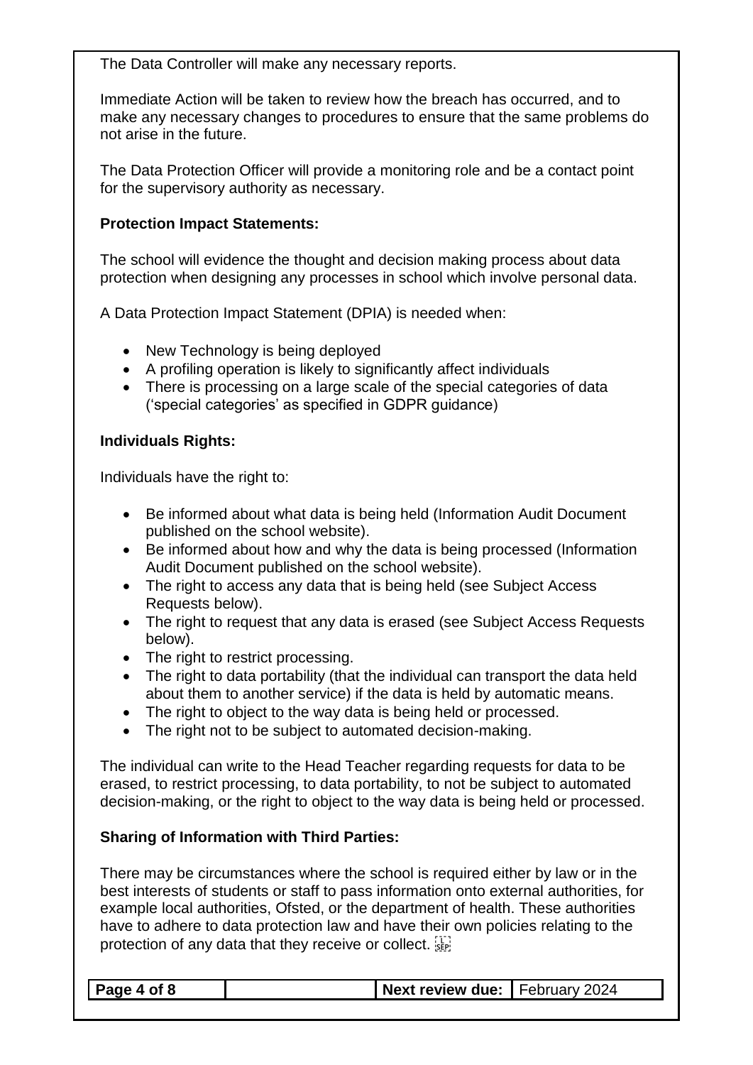The Data Controller will make any necessary reports.

Immediate Action will be taken to review how the breach has occurred, and to make any necessary changes to procedures to ensure that the same problems do not arise in the future.

The Data Protection Officer will provide a monitoring role and be a contact point for the supervisory authority as necessary.

**Protection Impact Statements:**

The school will evidence the thought and decision making process about data protection when designing any processes in school which involve personal data.

A Data Protection Impact Statement (DPIA) is needed when:

- New Technology is being deployed
- A profiling operation is likely to significantly affect individuals
- There is processing on a large scale of the special categories of data ('special categories' as specified in GDPR guidance)

**Individuals Rights:**

Individuals have the right to:

- Be informed about what data is being held (Information Audit Document published on the school website).
- Be informed about how and why the data is being processed (Information Audit Document published on the school website).
- The right to access any data that is being held (see Subject Access Requests below).
- The right to request that any data is erased (see Subject Access Requests below).
- The right to restrict processing.
- The right to data portability (that the individual can transport the data held about them to another service) if the data is held by automatic means.
- The right to object to the way data is being held or processed.
- The right not to be subject to automated decision-making.

The individual can write to the Head Teacher regarding requests for data to be erased, to restrict processing, to data portability, to not be subject to automated decision-making, or the right to object to the way data is being held or processed.

**Sharing of Information with Third Parties:**

There may be circumstances where the school is required either by law or in the best interests of students or staff to pass information onto external authorities, for example local authorities, Ofsted, or the department of health. These authorities have to adhere to data protection law and have their own policies relating to the protection of any data that they receive or collect.

| Page 4 of 8 | | Next review due: | February 2024 |
| --- | --- | --- | --- |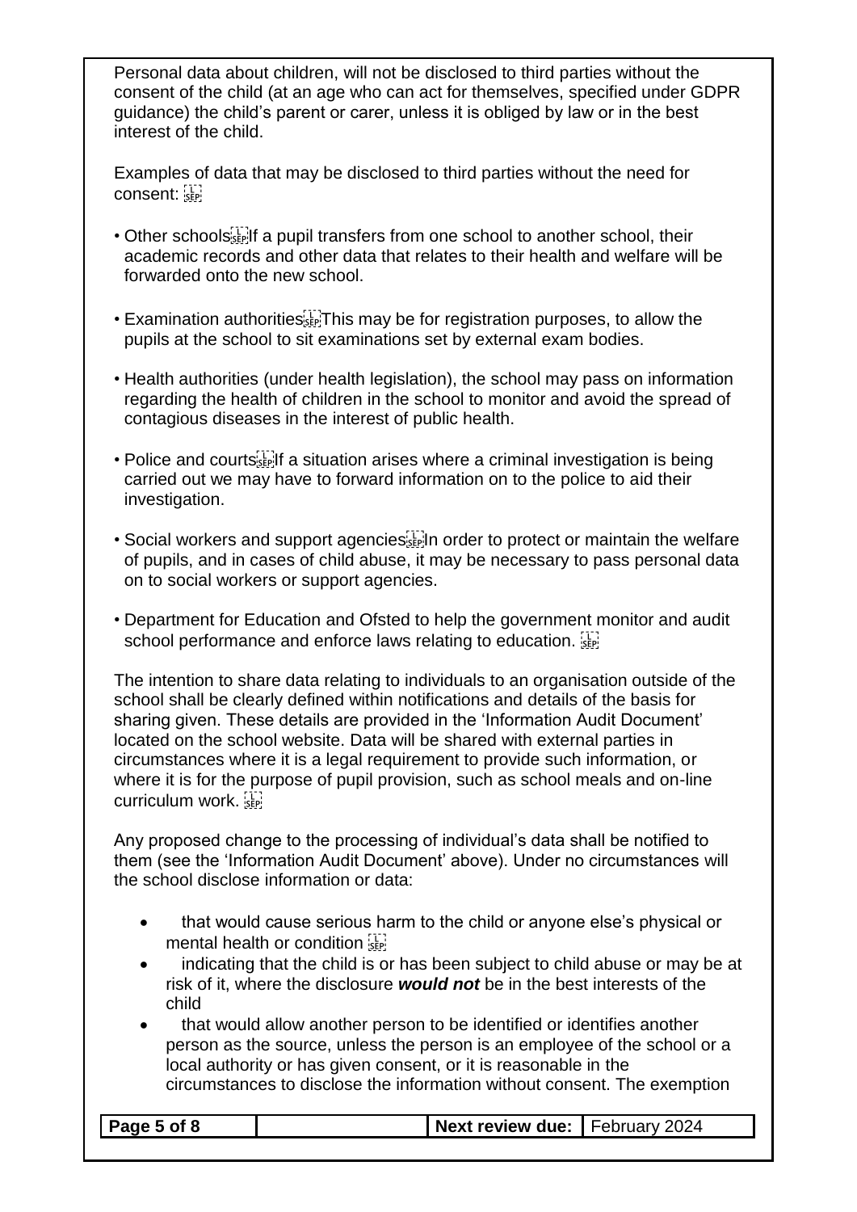Personal data about children, will not be disclosed to third parties without the consent of the child (at an age who can act for themselves, specified under GDPR guidance) the child's parent or carer, unless it is obliged by law or in the best interest of the child.

Examples of data that may be disclosed to third parties without the need for consent:

- Other schools If a pupil transfers from one school to another school, their academic records and other data that relates to their health and welfare will be forwarded onto the new school.
- Examination authorities This may be for registration purposes, to allow the pupils at the school to sit examinations set by external exam bodies.
- Health authorities (under health legislation), the school may pass on information regarding the health of children in the school to monitor and avoid the spread of contagious diseases in the interest of public health.
- Police and courts If a situation arises where a criminal investigation is being carried out we may have to forward information on to the police to aid their investigation.
- Social workers and support agencies In order to protect or maintain the welfare of pupils, and in cases of child abuse, it may be necessary to pass personal data on to social workers or support agencies.
- Department for Education and Ofsted to help the government monitor and audit school performance and enforce laws relating to education.

The intention to share data relating to individuals to an organisation outside of the school shall be clearly defined within notifications and details of the basis for sharing given. These details are provided in the 'Information Audit Document' located on the school website. Data will be shared with external parties in circumstances where it is a legal requirement to provide such information, or where it is for the purpose of pupil provision, such as school meals and on-line curriculum work.

Any proposed change to the processing of individual's data shall be notified to them (see the 'Information Audit Document' above). Under no circumstances will the school disclose information or data:

- that would cause serious harm to the child or anyone else's physical or mental health or condition
- indicating that the child is or has been subject to child abuse or may be at risk of it, where the disclosure ***would not*** be in the best interests of the child
- that would allow another person to be identified or identifies another person as the source, unless the person is an employee of the school or a local authority or has given consent, or it is reasonable in the circumstances to disclose the information without consent. The exemption

| **Page 5 of 8** | | **Next review due:** | February 2024 |
|---|---|---|---|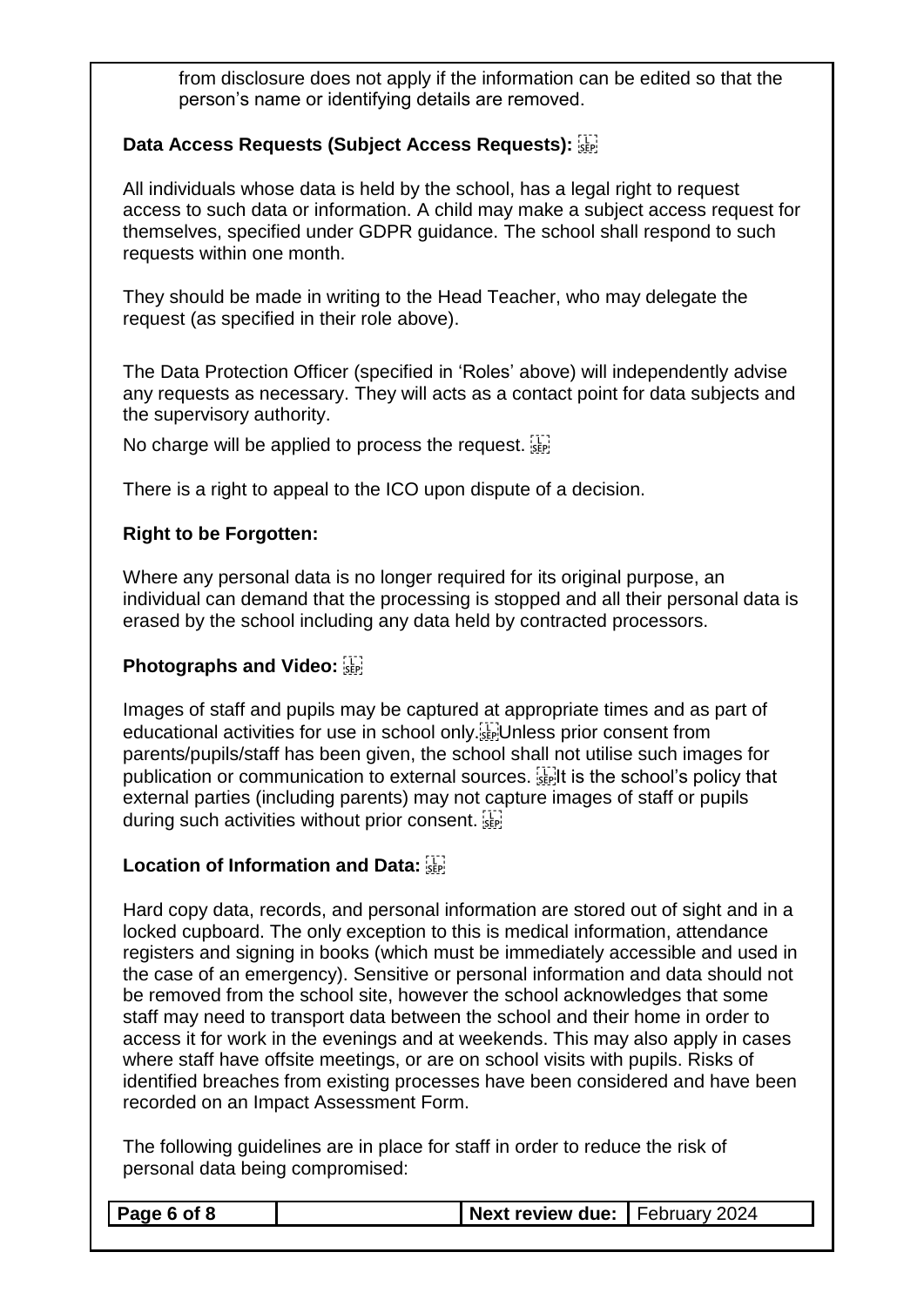from disclosure does not apply if the information can be edited so that the person's name or identifying details are removed.

**Data Access Requests (Subject Access Requests):**

All individuals whose data is held by the school, has a legal right to request access to such data or information. A child may make a subject access request for themselves, specified under GDPR guidance. The school shall respond to such requests within one month.

They should be made in writing to the Head Teacher, who may delegate the request (as specified in their role above).

The Data Protection Officer (specified in 'Roles' above) will independently advise any requests as necessary. They will acts as a contact point for data subjects and the supervisory authority.

No charge will be applied to process the request.

There is a right to appeal to the ICO upon dispute of a decision.

**Right to be Forgotten:**

Where any personal data is no longer required for its original purpose, an individual can demand that the processing is stopped and all their personal data is erased by the school including any data held by contracted processors.

**Photographs and Video:**

Images of staff and pupils may be captured at appropriate times and as part of educational activities for use in school only. Unless prior consent from parents/pupils/staff has been given, the school shall not utilise such images for publication or communication to external sources. It is the school's policy that external parties (including parents) may not capture images of staff or pupils during such activities without prior consent.

**Location of Information and Data:**

Hard copy data, records, and personal information are stored out of sight and in a locked cupboard. The only exception to this is medical information, attendance registers and signing in books (which must be immediately accessible and used in the case of an emergency). Sensitive or personal information and data should not be removed from the school site, however the school acknowledges that some staff may need to transport data between the school and their home in order to access it for work in the evenings and at weekends. This may also apply in cases where staff have offsite meetings, or are on school visits with pupils. Risks of identified breaches from existing processes have been considered and have been recorded on an Impact Assessment Form.

The following guidelines are in place for staff in order to reduce the risk of personal data being compromised: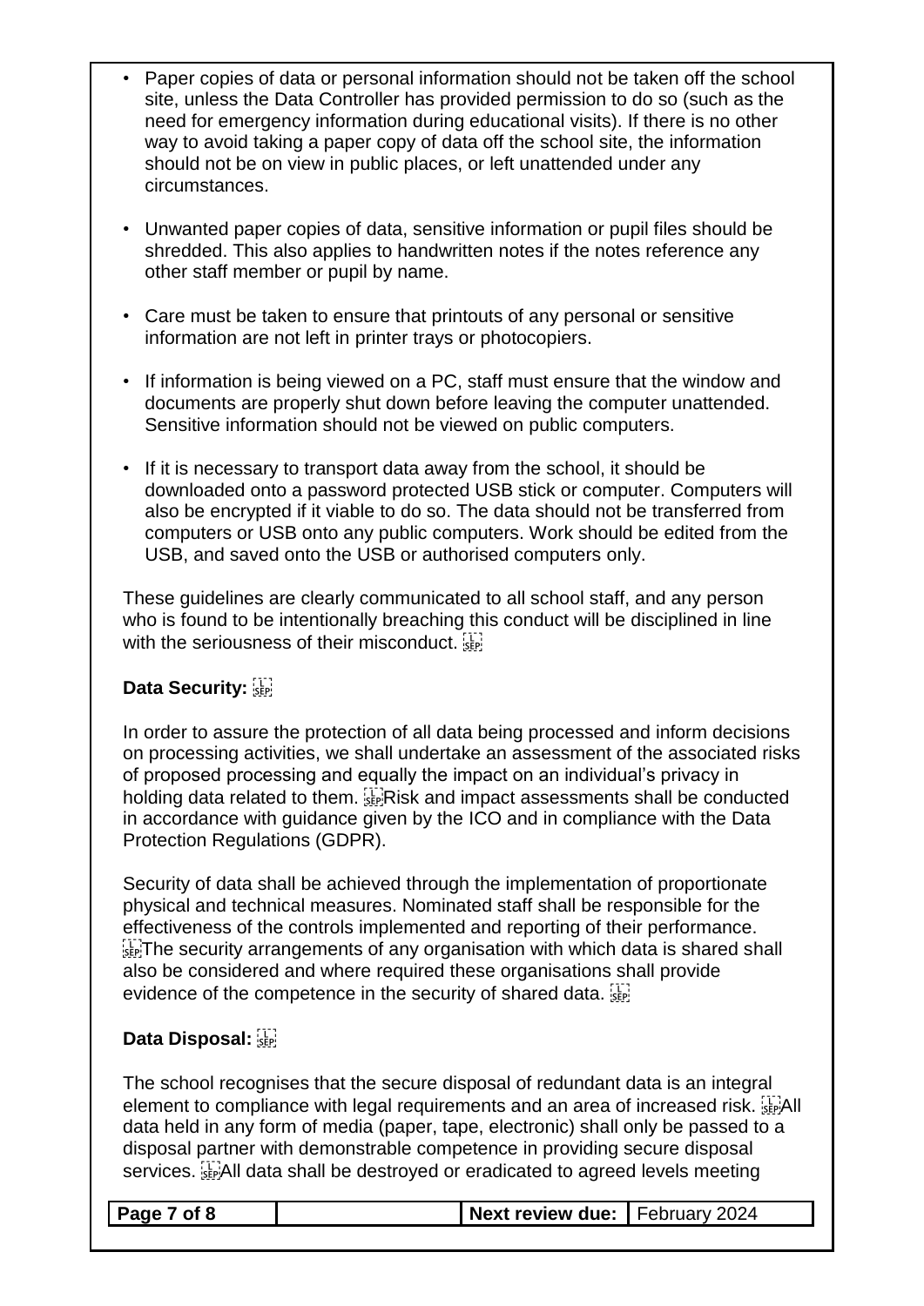- Paper copies of data or personal information should not be taken off the school site, unless the Data Controller has provided permission to do so (such as the need for emergency information during educational visits). If there is no other way to avoid taking a paper copy of data off the school site, the information should not be on view in public places, or left unattended under any circumstances.

- Unwanted paper copies of data, sensitive information or pupil files should be shredded. This also applies to handwritten notes if the notes reference any other staff member or pupil by name.

- Care must be taken to ensure that printouts of any personal or sensitive information are not left in printer trays or photocopiers.

- If information is being viewed on a PC, staff must ensure that the window and documents are properly shut down before leaving the computer unattended. Sensitive information should not be viewed on public computers.

- If it is necessary to transport data away from the school, it should be downloaded onto a password protected USB stick or computer. Computers will also be encrypted if it viable to do so. The data should not be transferred from computers or USB onto any public computers. Work should be edited from the USB, and saved onto the USB or authorised computers only.

These guidelines are clearly communicated to all school staff, and any person who is found to be intentionally breaching this conduct will be disciplined in line with the seriousness of their misconduct.

**Data Security:**

In order to assure the protection of all data being processed and inform decisions on processing activities, we shall undertake an assessment of the associated risks of proposed processing and equally the impact on an individual's privacy in holding data related to them. Risk and impact assessments shall be conducted in accordance with guidance given by the ICO and in compliance with the Data Protection Regulations (GDPR).

Security of data shall be achieved through the implementation of proportionate physical and technical measures. Nominated staff shall be responsible for the effectiveness of the controls implemented and reporting of their performance. The security arrangements of any organisation with which data is shared shall also be considered and where required these organisations shall provide evidence of the competence in the security of shared data.

**Data Disposal:**

The school recognises that the secure disposal of redundant data is an integral element to compliance with legal requirements and an area of increased risk. All data held in any form of media (paper, tape, electronic) shall only be passed to a disposal partner with demonstrable competence in providing secure disposal services. All data shall be destroyed or eradicated to agreed levels meeting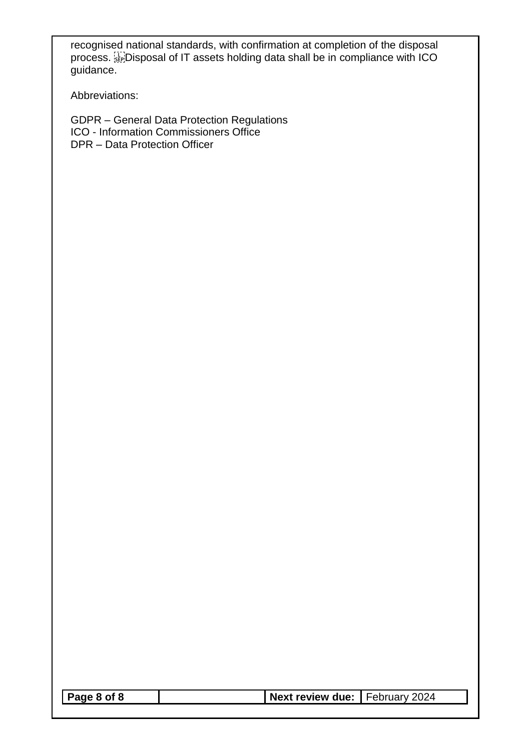recognised national standards, with confirmation at completion of the disposal process. Disposal of IT assets holding data shall be in compliance with ICO guidance.

Abbreviations:

GDPR – General Data Protection Regulations
ICO - Information Commissioners Office
DPR – Data Protection Officer